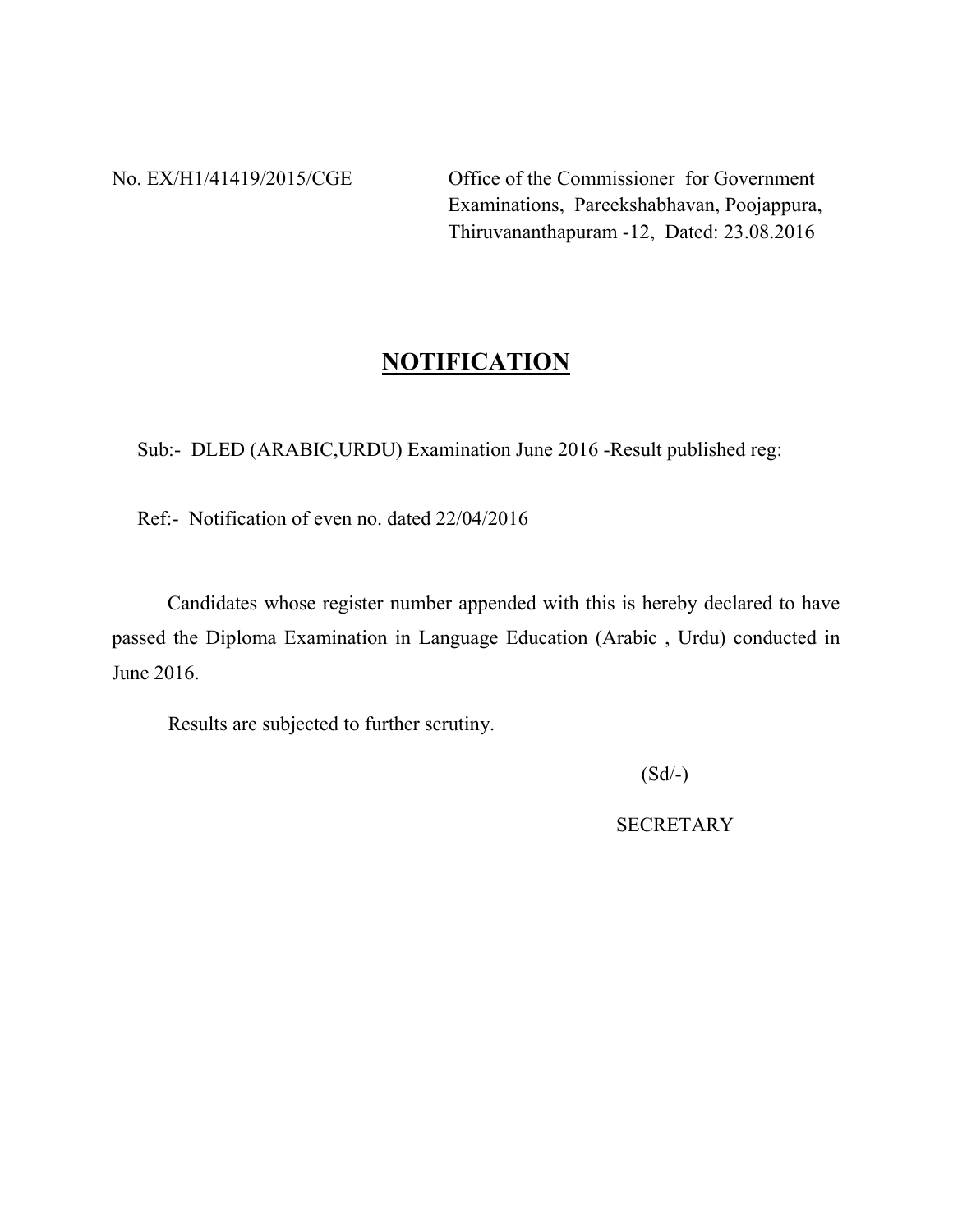No. EX/H1/41419/2015/CGE

Office of the Commissioner for Government Examinations, Pareekshabhavan, Poojappura, Thiruvananthapuram -12, Dated: 23.08.2016

# NOTIFICATION

Sub:- DLED (ARABIC,URDU) Examination June 2016 -Result published reg:

Ref:- Notification of even no. dated 22/04/2016

Candidates whose register number appended with this is hereby declared to have passed the Diploma Examination in Language Education (Arabic , Urdu) conducted in June 2016.

Results are subjected to further scrutiny.

(Sd/-)

SECRETARY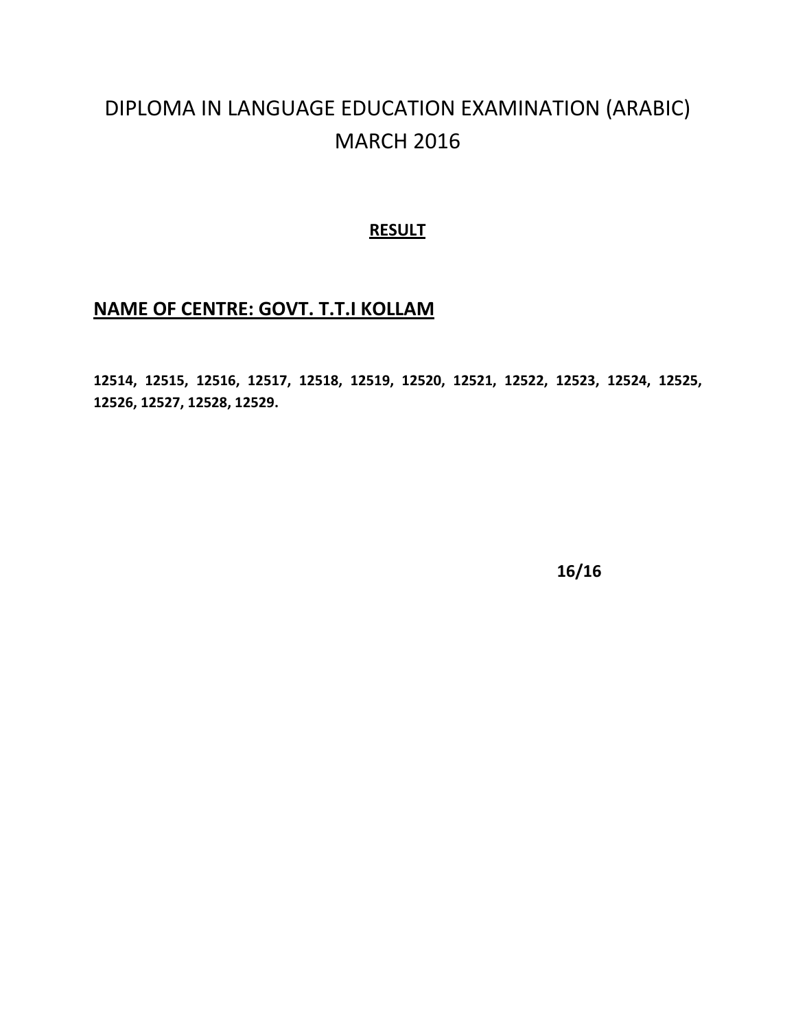# DIPLOMA IN LANGUAGE EDUCATION EXAMINATION (ARABIC) MARCH 2016

**RESULT**

## NAME OF CENTRE: GOVT. T.T.I KOLLAM

**12514, 12515, 12516, 12517, 12518, 12519, 12520, 12521, 12522, 12523, 12524, 12525, 12526, 12527, 12528, 12529.**

**16/16**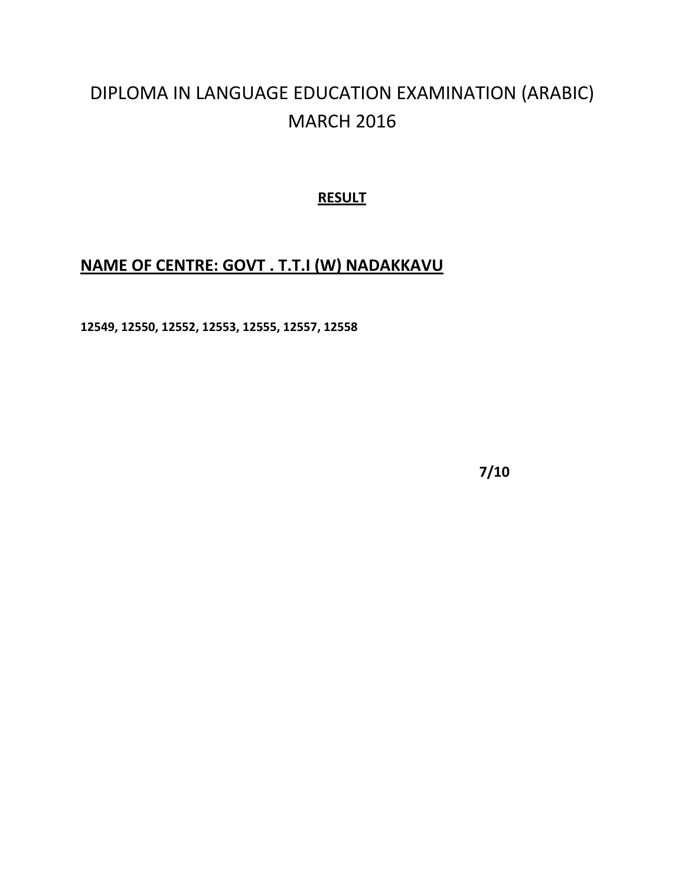# DIPLOMA IN LANGUAGE EDUCATION EXAMINATION (ARABIC) MARCH 2016

**RESULT**

## NAME OF CENTRE: GOVT . T.T.I (W) NADAKKAVU

**12549, 12550, 12552, 12553, 12555, 12557, 12558**

**7/10**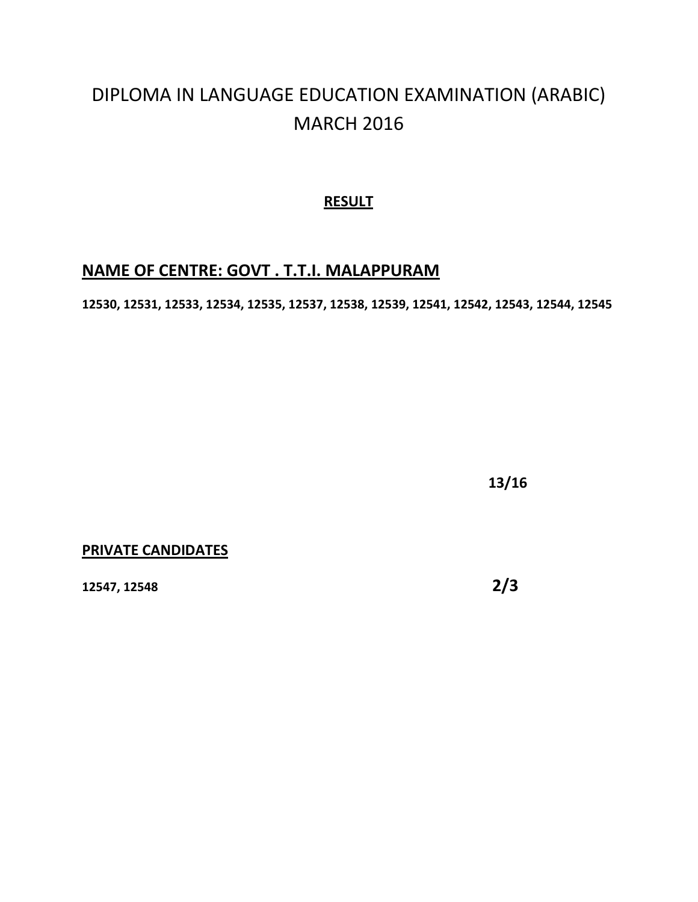# DIPLOMA IN LANGUAGE EDUCATION EXAMINATION (ARABIC) MARCH 2016

**RESULT**

## NAME OF CENTRE: GOVT . T.T.I. MALAPPURAM

**12530, 12531, 12533, 12534, 12535, 12537, 12538, 12539, 12541, 12542, 12543, 12544, 12545**

**13/16**

**PRIVATE CANDIDATES**

**12547, 12548**

**2/3**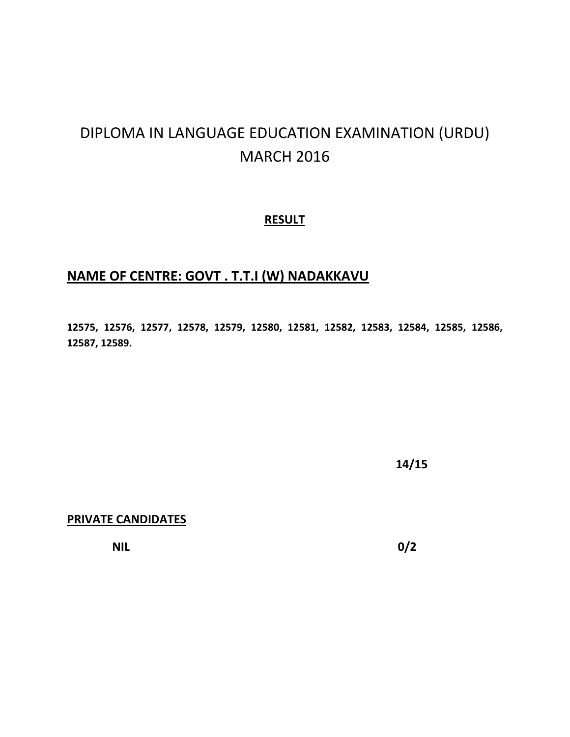# DIPLOMA IN LANGUAGE EDUCATION EXAMINATION (URDU)
# MARCH 2016

**RESULT**

## NAME OF CENTRE: GOVT . T.T.I (W) NADAKKAVU

**12575, 12576, 12577, 12578, 12579, 12580, 12581, 12582, 12583, 12584, 12585, 12586, 12587, 12589.**

**14/15**

**PRIVATE CANDIDATES**

**NIL** **0/2**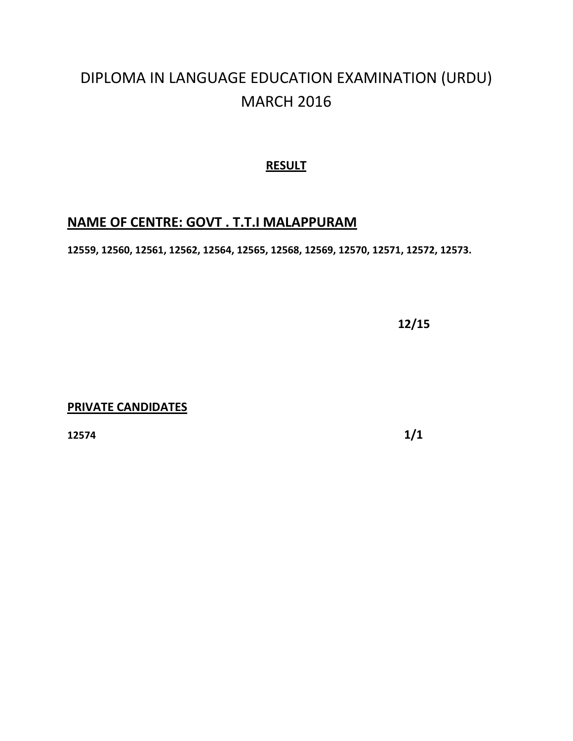# DIPLOMA IN LANGUAGE EDUCATION EXAMINATION (URDU) MARCH 2016

**RESULT**

## NAME OF CENTRE: GOVT . T.T.I MALAPPURAM

**12559, 12560, 12561, 12562, 12564, 12565, 12568, 12569, 12570, 12571, 12572, 12573.**

**12/15**

**PRIVATE CANDIDATES**

**12574** **1/1**